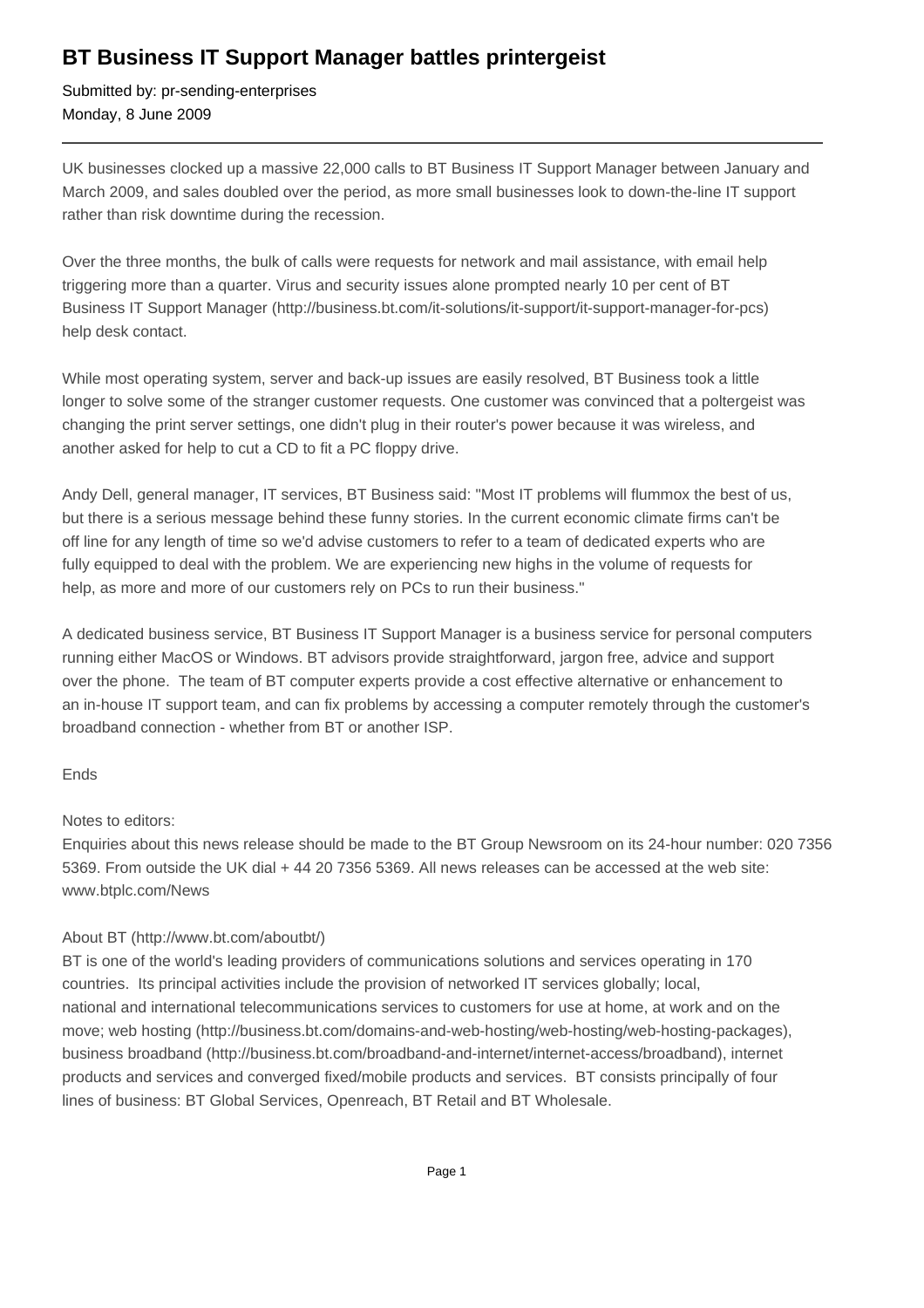# BT Business IT Support Manager battles printergeist

Submitted by: pr-sending-enterprises
Monday, 8 June 2009

---

UK businesses clocked up a massive 22,000 calls to BT Business IT Support Manager between January and March 2009, and sales doubled over the period, as more small businesses look to down-the-line IT support rather than risk downtime during the recession.

Over the three months, the bulk of calls were requests for network and mail assistance, with email help triggering more than a quarter. Virus and security issues alone prompted nearly 10 per cent of BT Business IT Support Manager (http://business.bt.com/it-solutions/it-support/it-support-manager-for-pcs) help desk contact.

While most operating system, server and back-up issues are easily resolved, BT Business took a little longer to solve some of the stranger customer requests. One customer was convinced that a poltergeist was changing the print server settings, one didn't plug in their router's power because it was wireless, and another asked for help to cut a CD to fit a PC floppy drive.

Andy Dell, general manager, IT services, BT Business said: "Most IT problems will flummox the best of us, but there is a serious message behind these funny stories. In the current economic climate firms can't be off line for any length of time so we'd advise customers to refer to a team of dedicated experts who are fully equipped to deal with the problem. We are experiencing new highs in the volume of requests for help, as more and more of our customers rely on PCs to run their business."

A dedicated business service, BT Business IT Support Manager is a business service for personal computers running either MacOS or Windows. BT advisors provide straightforward, jargon free, advice and support over the phone. The team of BT computer experts provide a cost effective alternative or enhancement to an in-house IT support team, and can fix problems by accessing a computer remotely through the customer's broadband connection - whether from BT or another ISP.

Ends

Notes to editors:
Enquiries about this news release should be made to the BT Group Newsroom on its 24-hour number: 020 7356 5369. From outside the UK dial + 44 20 7356 5369. All news releases can be accessed at the web site: www.btplc.com/News

About BT (http://www.bt.com/aboutbt/)
BT is one of the world's leading providers of communications solutions and services operating in 170 countries. Its principal activities include the provision of networked IT services globally; local, national and international telecommunications services to customers for use at home, at work and on the move; web hosting (http://business.bt.com/domains-and-web-hosting/web-hosting/web-hosting-packages), business broadband (http://business.bt.com/broadband-and-internet/internet-access/broadband), internet products and services and converged fixed/mobile products and services. BT consists principally of four lines of business: BT Global Services, Openreach, BT Retail and BT Wholesale.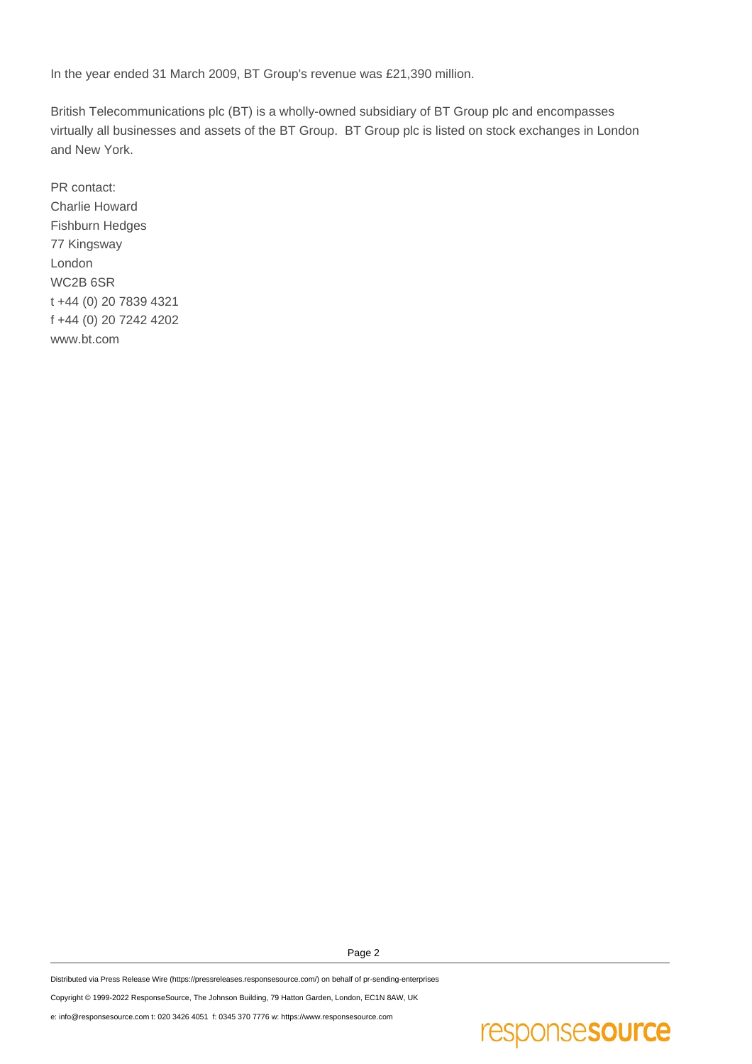In the year ended 31 March 2009, BT Group's revenue was £21,390 million.

British Telecommunications plc (BT) is a wholly-owned subsidiary of BT Group plc and encompasses virtually all businesses and assets of the BT Group. BT Group plc is listed on stock exchanges in London and New York.

PR contact:
Charlie Howard
Fishburn Hedges
77 Kingsway
London
WC2B 6SR
t +44 (0) 20 7839 4321
f +44 (0) 20 7242 4202
www.bt.com